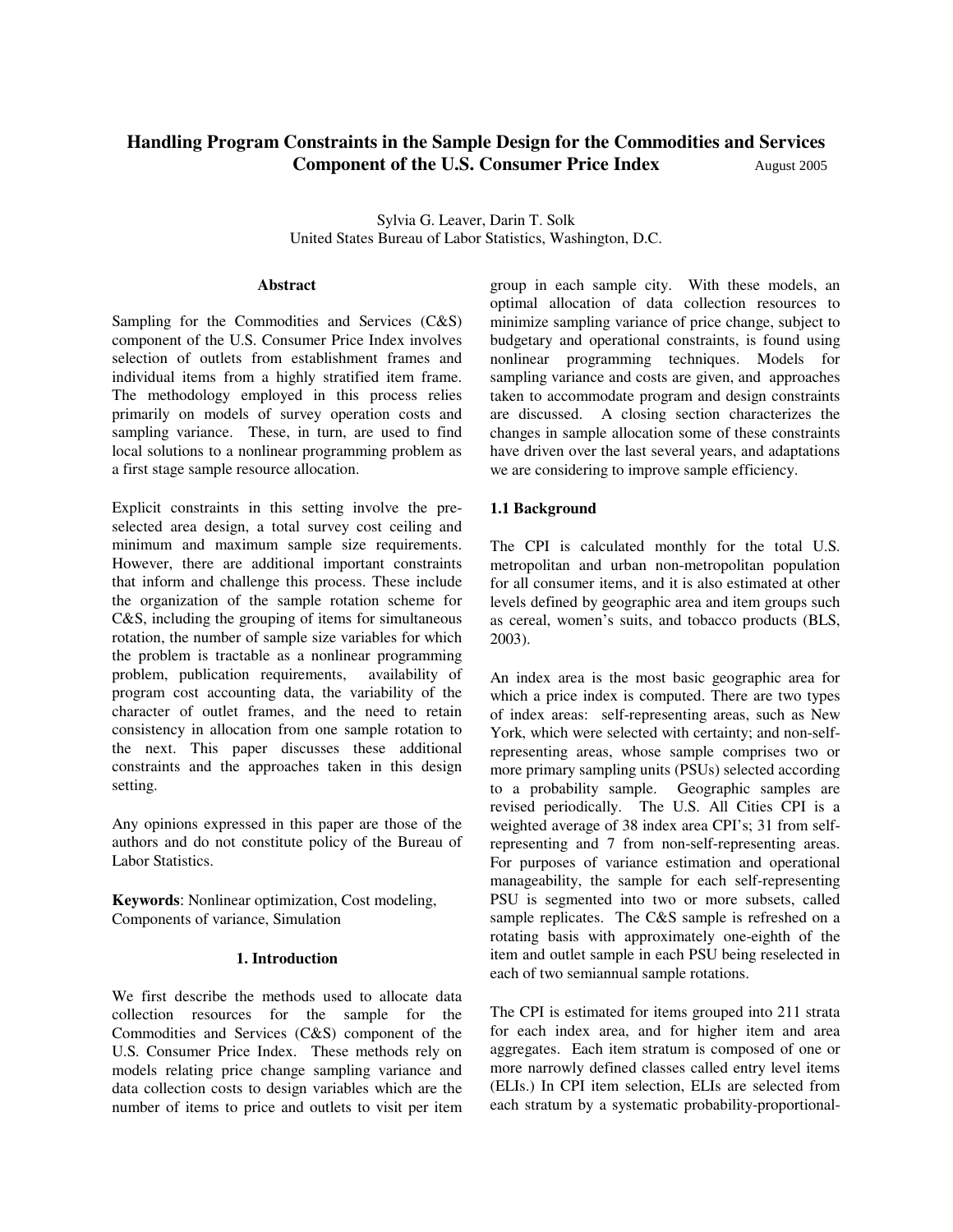# Handling Program Constraints in the Sample Design for the Commodities and Services Component of the U.S. Consumer Price Index

August 2005

Sylvia G. Leaver, Darin T. Solk
United States Bureau of Labor Statistics, Washington, D.C.

### Abstract

Sampling for the Commodities and Services (C&S) component of the U.S. Consumer Price Index involves selection of outlets from establishment frames and individual items from a highly stratified item frame. The methodology employed in this process relies primarily on models of survey operation costs and sampling variance. These, in turn, are used to find local solutions to a nonlinear programming problem as a first stage sample resource allocation.

Explicit constraints in this setting involve the pre-selected area design, a total survey cost ceiling and minimum and maximum sample size requirements. However, there are additional important constraints that inform and challenge this process. These include the organization of the sample rotation scheme for C&S, including the grouping of items for simultaneous rotation, the number of sample size variables for which the problem is tractable as a nonlinear programming problem, publication requirements, availability of program cost accounting data, the variability of the character of outlet frames, and the need to retain consistency in allocation from one sample rotation to the next. This paper discusses these additional constraints and the approaches taken in this design setting.

Any opinions expressed in this paper are those of the authors and do not constitute policy of the Bureau of Labor Statistics.

**Keywords**: Nonlinear optimization, Cost modeling, Components of variance, Simulation

## 1. Introduction

We first describe the methods used to allocate data collection resources for the sample for the Commodities and Services (C&S) component of the U.S. Consumer Price Index. These methods rely on models relating price change sampling variance and data collection costs to design variables which are the number of items to price and outlets to visit per item group in each sample city. With these models, an optimal allocation of data collection resources to minimize sampling variance of price change, subject to budgetary and operational constraints, is found using nonlinear programming techniques. Models for sampling variance and costs are given, and approaches taken to accommodate program and design constraints are discussed. A closing section characterizes the changes in sample allocation some of these constraints have driven over the last several years, and adaptations we are considering to improve sample efficiency.

### 1.1 Background

The CPI is calculated monthly for the total U.S. metropolitan and urban non-metropolitan population for all consumer items, and it is also estimated at other levels defined by geographic area and item groups such as cereal, women's suits, and tobacco products (BLS, 2003).

An index area is the most basic geographic area for which a price index is computed. There are two types of index areas: self-representing areas, such as New York, which were selected with certainty; and non-self-representing areas, whose sample comprises two or more primary sampling units (PSUs) selected according to a probability sample. Geographic samples are revised periodically. The U.S. All Cities CPI is a weighted average of 38 index area CPI's; 31 from self-representing and 7 from non-self-representing areas. For purposes of variance estimation and operational manageability, the sample for each self-representing PSU is segmented into two or more subsets, called sample replicates. The C&S sample is refreshed on a rotating basis with approximately one-eighth of the item and outlet sample in each PSU being reselected in each of two semiannual sample rotations.

The CPI is estimated for items grouped into 211 strata for each index area, and for higher item and area aggregates. Each item stratum is composed of one or more narrowly defined classes called entry level items (ELIs.) In CPI item selection, ELIs are selected from each stratum by a systematic probability-proportional-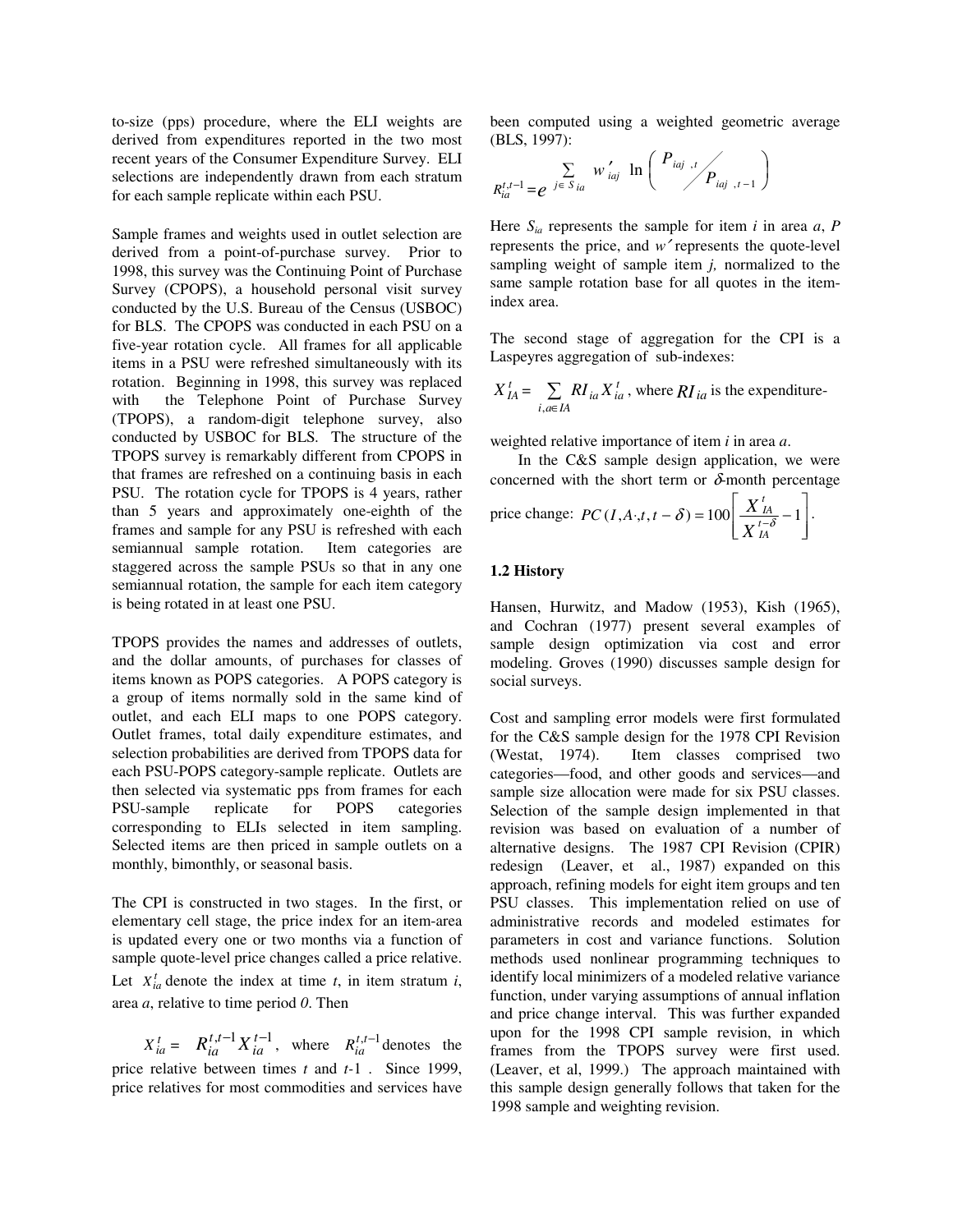to-size (pps) procedure, where the ELI weights are derived from expenditures reported in the two most recent years of the Consumer Expenditure Survey. ELI selections are independently drawn from each stratum for each sample replicate within each PSU.

Sample frames and weights used in outlet selection are derived from a point-of-purchase survey. Prior to 1998, this survey was the Continuing Point of Purchase Survey (CPOPS), a household personal visit survey conducted by the U.S. Bureau of the Census (USBOC) for BLS. The CPOPS was conducted in each PSU on a five-year rotation cycle. All frames for all applicable items in a PSU were refreshed simultaneously with its rotation. Beginning in 1998, this survey was replaced with the Telephone Point of Purchase Survey (TPOPS), a random-digit telephone survey, also conducted by USBOC for BLS. The structure of the TPOPS survey is remarkably different from CPOPS in that frames are refreshed on a continuing basis in each PSU. The rotation cycle for TPOPS is 4 years, rather than 5 years and approximately one-eighth of the frames and sample for any PSU is refreshed with each semiannual sample rotation. Item categories are staggered across the sample PSUs so that in any one semiannual rotation, the sample for each item category is being rotated in at least one PSU.

TPOPS provides the names and addresses of outlets, and the dollar amounts, of purchases for classes of items known as POPS categories. A POPS category is a group of items normally sold in the same kind of outlet, and each ELI maps to one POPS category. Outlet frames, total daily expenditure estimates, and selection probabilities are derived from TPOPS data for each PSU-POPS category-sample replicate. Outlets are then selected via systematic pps from frames for each PSU-sample replicate for POPS categories corresponding to ELIs selected in item sampling. Selected items are then priced in sample outlets on a monthly, bimonthly, or seasonal basis.

The CPI is constructed in two stages. In the first, or elementary cell stage, the price index for an item-area is updated every one or two months via a function of sample quote-level price changes called a price relative. Let $X^t_{ia}$ denote the index at time *t*, in item stratum *i*, area *a*, relative to time period *0*. Then

$X^t_{ia} = R^{t,t-1}_{ia} X^{t-1}_{ia}$, where $R^{t,t-1}_{ia}$ denotes the price relative between times *t* and *t*-1 . Since 1999, price relatives for most commodities and services have been computed using a weighted geometric average (BLS, 1997):

$$R^{t,t-1}_{ia} = e^{\sum_{j \in S_{ia}} w'_{iaj} \ln \left( P_{iaj,t} / P_{iaj,t-1} \right)}$$

Here $S_{ia}$ represents the sample for item *i* in area *a*, *P* represents the price, and $w'$ represents the quote-level sampling weight of sample item *j,* normalized to the same sample rotation base for all quotes in the item-index area.

The second stage of aggregation for the CPI is a Laspeyres aggregation of sub-indexes:

$X^t_{IA} = \sum_{i,a \in IA} RI_{ia} X^t_{ia}$, where $RI_{ia}$ is the expenditure-weighted relative importance of item *i* in area *a*.

In the C&S sample design application, we were concerned with the short term or $\delta$-month percentage price change: $PC(I, A\cdot, t, t-\delta) = 100\left[\dfrac{X^t_{IA}}{X^{t-\delta}_{IA}} - 1\right]$.

## 1.2 History

Hansen, Hurwitz, and Madow (1953), Kish (1965), and Cochran (1977) present several examples of sample design optimization via cost and error modeling. Groves (1990) discusses sample design for social surveys.

Cost and sampling error models were first formulated for the C&S sample design for the 1978 CPI Revision (Westat, 1974). Item classes comprised two categories—food, and other goods and services—and sample size allocation were made for six PSU classes. Selection of the sample design implemented in that revision was based on evaluation of a number of alternative designs. The 1987 CPI Revision (CPIR) redesign (Leaver, et al., 1987) expanded on this approach, refining models for eight item groups and ten PSU classes. This implementation relied on use of administrative records and modeled estimates for parameters in cost and variance functions. Solution methods used nonlinear programming techniques to identify local minimizers of a modeled relative variance function, under varying assumptions of annual inflation and price change interval. This was further expanded upon for the 1998 CPI sample revision, in which frames from the TPOPS survey were first used. (Leaver, et al, 1999.) The approach maintained with this sample design generally follows that taken for the 1998 sample and weighting revision.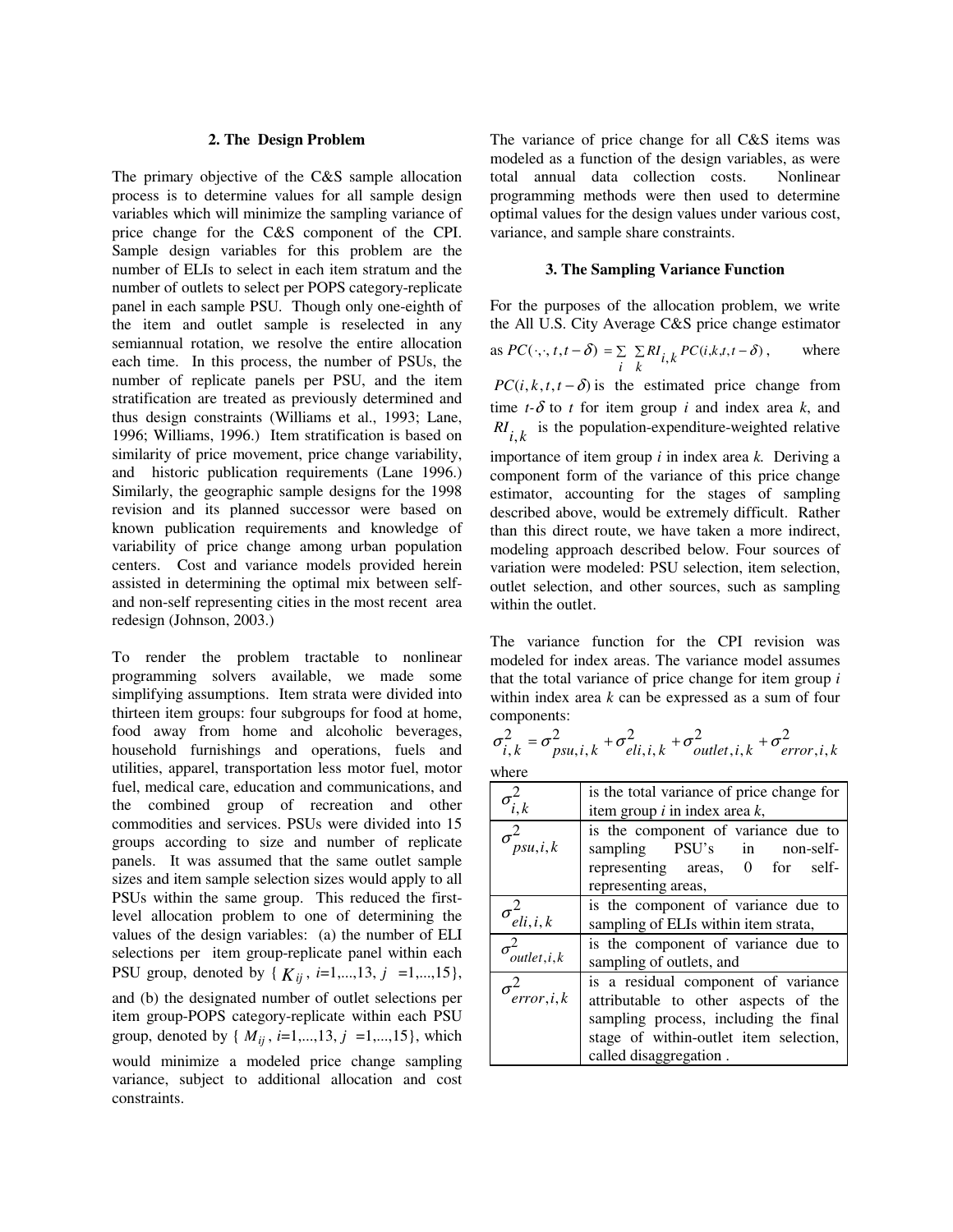## 2. The Design Problem

The primary objective of the C&S sample allocation process is to determine values for all sample design variables which will minimize the sampling variance of price change for the C&S component of the CPI. Sample design variables for this problem are the number of ELIs to select in each item stratum and the number of outlets to select per POPS category-replicate panel in each sample PSU. Though only one-eighth of the item and outlet sample is reselected in any semiannual rotation, we resolve the entire allocation each time. In this process, the number of PSUs, the number of replicate panels per PSU, and the item stratification are treated as previously determined and thus design constraints (Williams et al., 1993; Lane, 1996; Williams, 1996.) Item stratification is based on similarity of price movement, price change variability, and historic publication requirements (Lane 1996.) Similarly, the geographic sample designs for the 1998 revision and its planned successor were based on known publication requirements and knowledge of variability of price change among urban population centers. Cost and variance models provided herein assisted in determining the optimal mix between self- and non-self representing cities in the most recent area redesign (Johnson, 2003.)

To render the problem tractable to nonlinear programming solvers available, we made some simplifying assumptions. Item strata were divided into thirteen item groups: four subgroups for food at home, food away from home and alcoholic beverages, household furnishings and operations, fuels and utilities, apparel, transportation less motor fuel, motor fuel, medical care, education and communications, and the combined group of recreation and other commodities and services. PSUs were divided into 15 groups according to size and number of replicate panels. It was assumed that the same outlet sample sizes and item sample selection sizes would apply to all PSUs within the same group. This reduced the first-level allocation problem to one of determining the values of the design variables: (a) the number of ELI selections per item group-replicate panel within each PSU group, denoted by $\{ K_{ij}, i=1,...,13, j=1,...,15\}$, and (b) the designated number of outlet selections per item group-POPS category-replicate within each PSU group, denoted by $\{ M_{ij}, i=1,...,13, j=1,...,15\}$, which would minimize a modeled price change sampling variance, subject to additional allocation and cost constraints.

The variance of price change for all C&S items was modeled as a function of the design variables, as were total annual data collection costs. Nonlinear programming methods were then used to determine optimal values for the design values under various cost, variance, and sample share constraints.

## 3. The Sampling Variance Function

For the purposes of the allocation problem, we write the All U.S. City Average C&S price change estimator as $PC(\cdot,\cdot,t,t-\delta) = \sum_i \sum_k RI_{i,k} PC(i,k,t,t-\delta)$, where $PC(i,k,t,t-\delta)$ is the estimated price change from time $t$-$\delta$ to $t$ for item group $i$ and index area $k$, and $RI_{i,k}$ is the population-expenditure-weighted relative importance of item group $i$ in index area $k$. Deriving a component form of the variance of this price change estimator, accounting for the stages of sampling described above, would be extremely difficult. Rather than this direct route, we have taken a more indirect, modeling approach described below. Four sources of variation were modeled: PSU selection, item selection, outlet selection, and other sources, such as sampling within the outlet.

The variance function for the CPI revision was modeled for index areas. The variance model assumes that the total variance of price change for item group $i$ within index area $k$ can be expressed as a sum of four components:

$$\sigma^2_{i,k} = \sigma^2_{psu,i,k} + \sigma^2_{eli,i,k} + \sigma^2_{outlet,i,k} + \sigma^2_{error,i,k}$$

where

| | |
|---|---|
| $\sigma^2_{i,k}$ | is the total variance of price change for item group $i$ in index area $k$, |
| $\sigma^2_{psu,i,k}$ | is the component of variance due to sampling PSU's in non-self-representing areas, 0 for self-representing areas, |
| $\sigma^2_{eli,i,k}$ | is the component of variance due to sampling of ELIs within item strata, |
| $\sigma^2_{outlet,i,k}$ | is the component of variance due to sampling of outlets, and |
| $\sigma^2_{error,i,k}$ | is a residual component of variance attributable to other aspects of the sampling process, including the final stage of within-outlet item selection, called disaggregation . |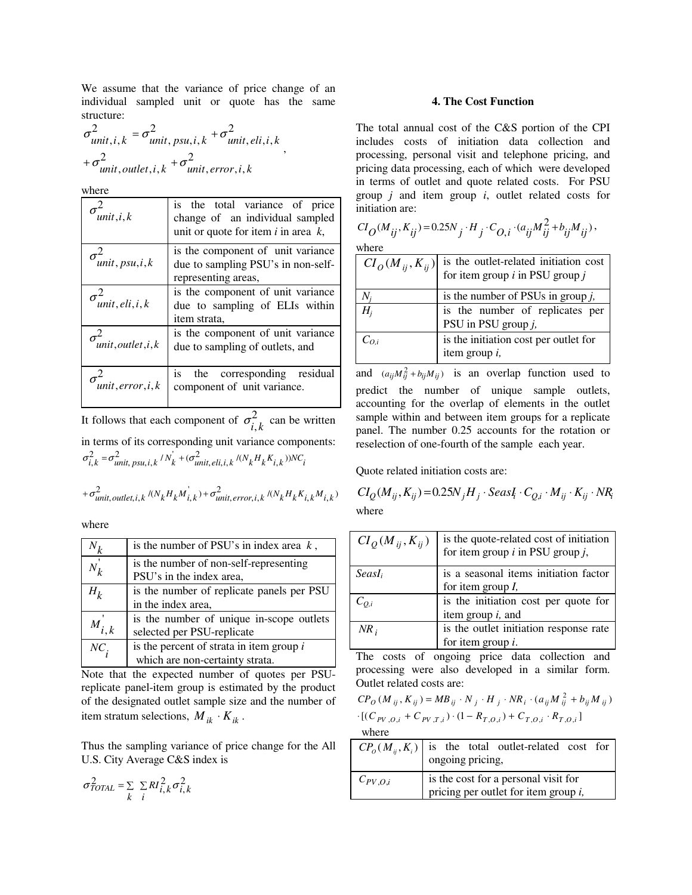We assume that the variance of price change of an individual sampled unit or quote has the same structure:

$$\sigma^2_{unit,i,k} = \sigma^2_{unit,psu,i,k} + \sigma^2_{unit,eli,i,k} + \sigma^2_{unit,outlet,i,k} + \sigma^2_{unit,error,i,k},$$

where

| | |
|---|---|
| $\sigma^2_{unit,i,k}$ | is the total variance of price change of an individual sampled unit or quote for item $i$ in area $k$, |
| $\sigma^2_{unit,psu,i,k}$ | is the component of unit variance due to sampling PSU's in non-self-representing areas, |
| $\sigma^2_{unit,eli,i,k}$ | is the component of unit variance due to sampling of ELIs within item strata, |
| $\sigma^2_{unit,outlet,i,k}$ | is the component of unit variance due to sampling of outlets, and |
| $\sigma^2_{unit,error,i,k}$ | is the corresponding residual component of unit variance. |

It follows that each component of $\sigma^2_{i,k}$ can be written in terms of its corresponding unit variance components:

$$\sigma^2_{i,k} = \sigma^2_{unit,psu,i,k} / N'_k + (\sigma^2_{unit,eli,i,k} / (N_k H_k K_{i,k})) NC_i$$

$$+ \sigma^2_{unit,outlet,i,k} / (N_k H_k M'_{i,k}) + \sigma^2_{unit,error,i,k} / (N_k H_k K_{i,k} M_{i,k})$$

where

| | |
|---|---|
| $N_k$ | is the number of PSU's in index area $k$, |
| $N'_k$ | is the number of non-self-representing PSU's in the index area, |
| $H_k$ | is the number of replicate panels per PSU in the index area, |
| $M'_{i,k}$ | is the number of unique in-scope outlets selected per PSU-replicate |
| $NC_i$ | is the percent of strata in item group $i$ which are non-certainty strata. |

Note that the expected number of quotes per PSU-replicate panel-item group is estimated by the product of the designated outlet sample size and the number of item stratum selections, $M_{ik} \cdot K_{ik}$.

Thus the sampling variance of price change for the All U.S. City Average C&S index is

$$\sigma^2_{TOTAL} = \sum_k \sum_i RI^2_{i,k} \sigma^2_{i,k}$$

## 4. The Cost Function

The total annual cost of the C&S portion of the CPI includes costs of initiation data collection and processing, personal visit and telephone pricing, and pricing data processing, each of which were developed in terms of outlet and quote related costs. For PSU group $j$ and item group $i$, outlet related costs for initiation are:

$$CI_O(M_{ij}, K_{ij}) = 0.25 N_j \cdot H_j \cdot C_{O,i} \cdot (a_{ij} M^2_{ij} + b_{ij} M_{ij}),$$

where

| | |
|---|---|
| $CI_O(M_{ij}, K_{ij})$ | is the outlet-related initiation cost for item group $i$ in PSU group $j$ |
| $N_j$ | is the number of PSUs in group $j$, |
| $H_j$ | is the number of replicates per PSU in PSU group $j$, |
| $C_{O,i}$ | is the initiation cost per outlet for item group $i$, |

and $(a_{ij} M^2_{ij} + b_{ij} M_{ij})$ is an overlap function used to predict the number of unique sample outlets, accounting for the overlap of elements in the outlet sample within and between item groups for a replicate panel. The number 0.25 accounts for the rotation or reselection of one-fourth of the sample each year.

Quote related initiation costs are:

$$CI_Q(M_{ij}, K_{ij}) = 0.25 N_j H_j \cdot SeasI_i \cdot C_{Q,i} \cdot M_{ij} \cdot K_{ij} \cdot NR_i$$

where

| | |
|---|---|
| $CI_Q(M_{ij}, K_{ij})$ | is the quote-related cost of initiation for item group $i$ in PSU group $j$, |
| $SeasI_i$ | is a seasonal items initiation factor for item group $I$, |
| $C_{Q,i}$ | is the initiation cost per quote for item group $i$, and |
| $NR_i$ | is the outlet initiation response rate for item group $i$. |

The costs of ongoing price data collection and processing were also developed in a similar form. Outlet related costs are:

$$CP_O(M_{ij}, K_{ij}) = MB_{ij} \cdot N_j \cdot H_j \cdot NR_i \cdot (a_{ij} M^2_{ij} + b_{ij} M_{ij})$$
$$\cdot [(C_{PV,O,i} + C_{PV,T,i}) \cdot (1 - R_{T,O,i}) + C_{T,O,i} \cdot R_{T,O,i}]$$

where

| | |
|---|---|
| $CP_O(M_{ij}, K_i)$ | is the total outlet-related cost for ongoing pricing, |
| $C_{PV,O,i}$ | is the cost for a personal visit for pricing per outlet for item group $i$, |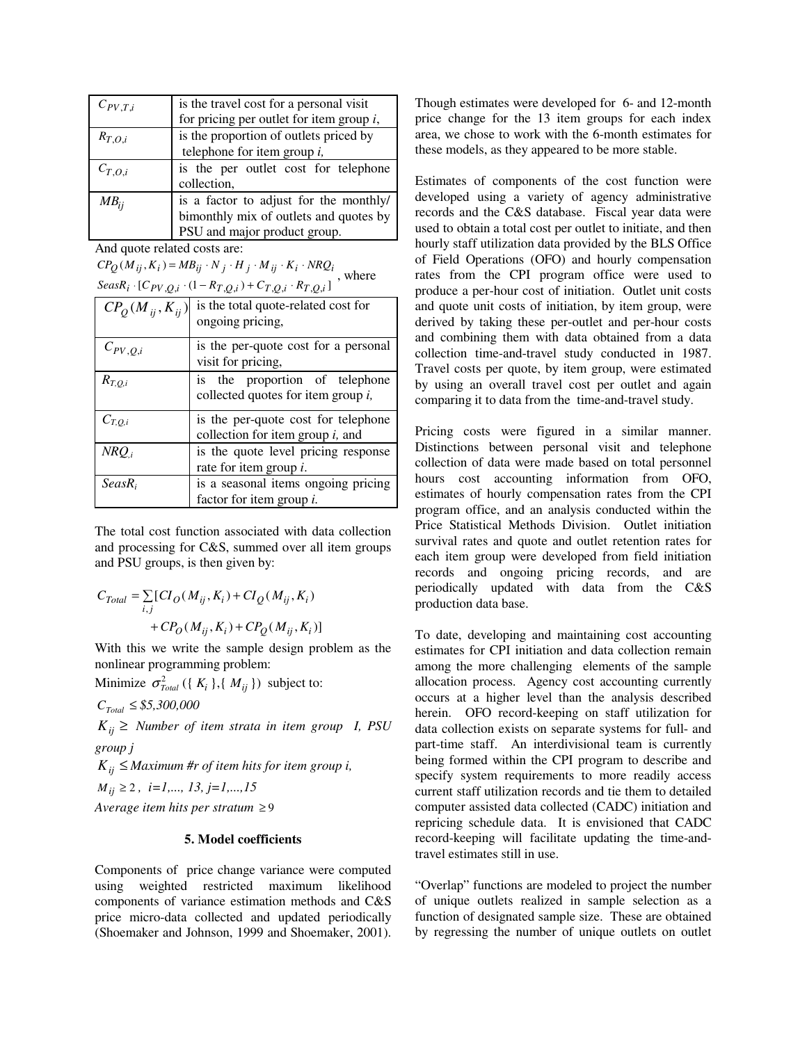| | |
|---|---|
| $C_{PV,T,i}$ | is the travel cost for a personal visit for pricing per outlet for item group *i*, |
| $R_{T,O,i}$ | is the proportion of outlets priced by telephone for item group *i,* |
| $C_{T,O,i}$ | is the per outlet cost for telephone collection, |
| $MB_{ij}$ | is a factor to adjust for the monthly/ bimonthly mix of outlets and quotes by PSU and major product group. |

And quote related costs are:

$CP_Q(M_{ij}, K_i) = MB_{ij} \cdot N_j \cdot H_j \cdot M_{ij} \cdot K_i \cdot NRQ_i$
$SeasR_i \cdot [C_{PV,Q,i} \cdot (1 - R_{T,Q,i}) + C_{T,Q,i} \cdot R_{T,Q,i}]$, where

| | |
|---|---|
| $CP_Q(M_{ij}, K_{ij})$ | is the total quote-related cost for ongoing pricing, |
| $C_{PV,Q,i}$ | is the per-quote cost for a personal visit for pricing, |
| $R_{T,Q,i}$ | is the proportion of telephone collected quotes for item group *i,* |
| $C_{T,Q,i}$ | is the per-quote cost for telephone collection for item group *i,* and |
| $NRQ_{,i}$ | is the quote level pricing response rate for item group *i*. |
| $SeasR_i$ | is a seasonal items ongoing pricing factor for item group *i.* |

The total cost function associated with data collection and processing for C&S, summed over all item groups and PSU groups, is then given by:

$$C_{Total} = \sum_{i,j} [CI_O(M_{ij}, K_i) + CI_Q(M_{ij}, K_i) + CP_O(M_{ij}, K_i) + CP_Q(M_{ij}, K_i)]$$

With this we write the sample design problem as the nonlinear programming problem:

Minimize $\sigma^2_{Total}(\{K_i\}, \{M_{ij}\})$ subject to:

$C_{Total} \leq \$5{,}300{,}000$

$K_{ij} \geq$ *Number of item strata in item group I, PSU group j*

$K_{ij} \leq$ *Maximum #r of item hits for item group i,*

$M_{ij} \geq 2$, *i=1,..., 13, j=1,...,15*

*Average item hits per stratum* $\geq 9$

## 5. Model coefficients

Components of price change variance were computed using weighted restricted maximum likelihood components of variance estimation methods and C&S price micro-data collected and updated periodically (Shoemaker and Johnson, 1999 and Shoemaker, 2001). Though estimates were developed for 6- and 12-month price change for the 13 item groups for each index area, we chose to work with the 6-month estimates for these models, as they appeared to be more stable.

Estimates of components of the cost function were developed using a variety of agency administrative records and the C&S database. Fiscal year data were used to obtain a total cost per outlet to initiate, and then hourly staff utilization data provided by the BLS Office of Field Operations (OFO) and hourly compensation rates from the CPI program office were used to produce a per-hour cost of initiation. Outlet unit costs and quote unit costs of initiation, by item group, were derived by taking these per-outlet and per-hour costs and combining them with data obtained from a data collection time-and-travel study conducted in 1987. Travel costs per quote, by item group, were estimated by using an overall travel cost per outlet and again comparing it to data from the time-and-travel study.

Pricing costs were figured in a similar manner. Distinctions between personal visit and telephone collection of data were made based on total personnel hours cost accounting information from OFO, estimates of hourly compensation rates from the CPI program office, and an analysis conducted within the Price Statistical Methods Division. Outlet initiation survival rates and quote and outlet retention rates for each item group were developed from field initiation records and ongoing pricing records, and are periodically updated with data from the C&S production data base.

To date, developing and maintaining cost accounting estimates for CPI initiation and data collection remain among the more challenging elements of the sample allocation process. Agency cost accounting currently occurs at a higher level than the analysis described herein. OFO record-keeping on staff utilization for data collection exists on separate systems for full- and part-time staff. An interdivisional team is currently being formed within the CPI program to describe and specify system requirements to more readily access current staff utilization records and tie them to detailed computer assisted data collected (CADC) initiation and repricing schedule data. It is envisioned that CADC record-keeping will facilitate updating the time-and-travel estimates still in use.

"Overlap" functions are modeled to project the number of unique outlets realized in sample selection as a function of designated sample size. These are obtained by regressing the number of unique outlets on outlet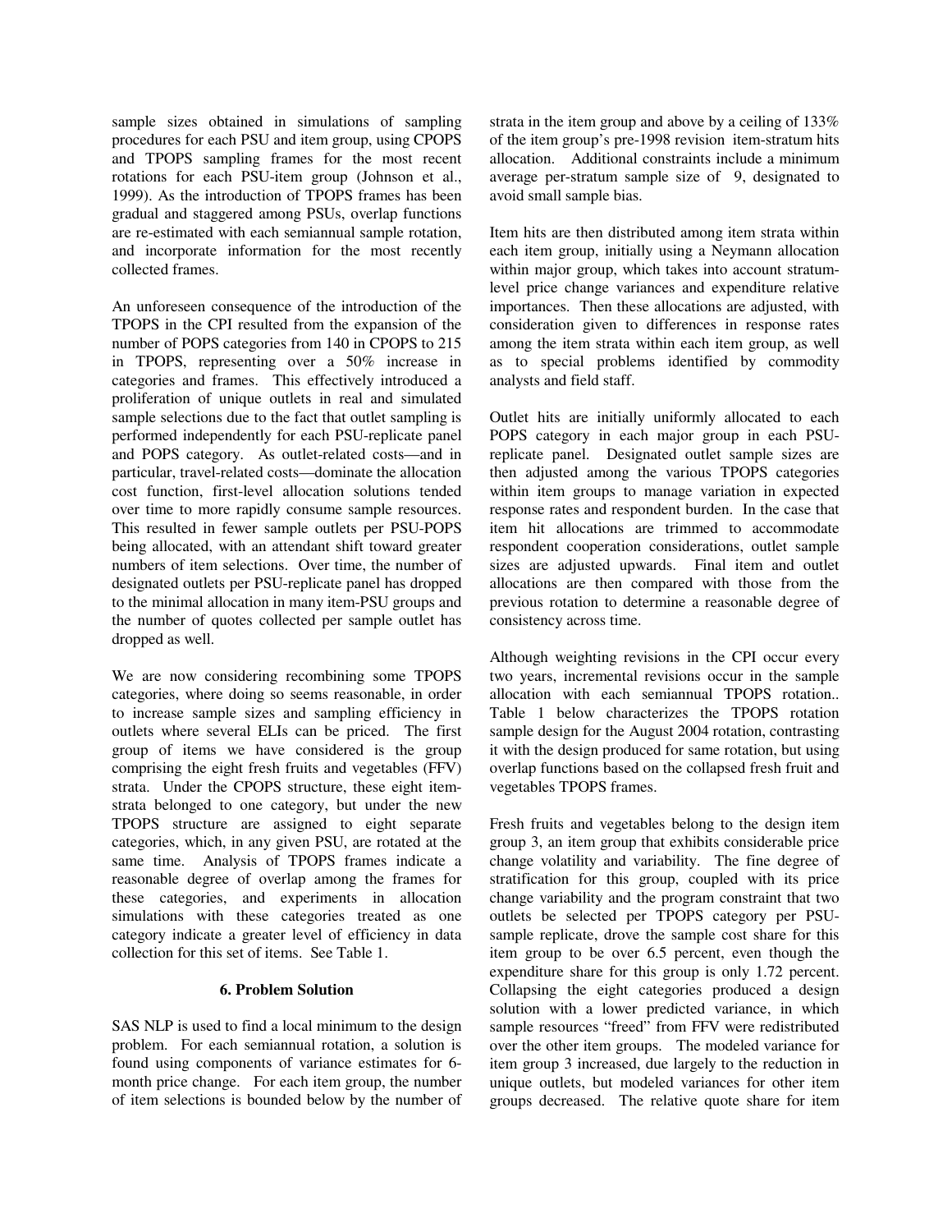sample sizes obtained in simulations of sampling procedures for each PSU and item group, using CPOPS and TPOPS sampling frames for the most recent rotations for each PSU-item group (Johnson et al., 1999). As the introduction of TPOPS frames has been gradual and staggered among PSUs, overlap functions are re-estimated with each semiannual sample rotation, and incorporate information for the most recently collected frames.

An unforeseen consequence of the introduction of the TPOPS in the CPI resulted from the expansion of the number of POPS categories from 140 in CPOPS to 215 in TPOPS, representing over a 50% increase in categories and frames. This effectively introduced a proliferation of unique outlets in real and simulated sample selections due to the fact that outlet sampling is performed independently for each PSU-replicate panel and POPS category. As outlet-related costs—and in particular, travel-related costs—dominate the allocation cost function, first-level allocation solutions tended over time to more rapidly consume sample resources. This resulted in fewer sample outlets per PSU-POPS being allocated, with an attendant shift toward greater numbers of item selections. Over time, the number of designated outlets per PSU-replicate panel has dropped to the minimal allocation in many item-PSU groups and the number of quotes collected per sample outlet has dropped as well.

We are now considering recombining some TPOPS categories, where doing so seems reasonable, in order to increase sample sizes and sampling efficiency in outlets where several ELIs can be priced. The first group of items we have considered is the group comprising the eight fresh fruits and vegetables (FFV) strata. Under the CPOPS structure, these eight item-strata belonged to one category, but under the new TPOPS structure are assigned to eight separate categories, which, in any given PSU, are rotated at the same time. Analysis of TPOPS frames indicate a reasonable degree of overlap among the frames for these categories, and experiments in allocation simulations with these categories treated as one category indicate a greater level of efficiency in data collection for this set of items. See Table 1.

## 6. Problem Solution

SAS NLP is used to find a local minimum to the design problem. For each semiannual rotation, a solution is found using components of variance estimates for 6-month price change. For each item group, the number of item selections is bounded below by the number of strata in the item group and above by a ceiling of 133% of the item group's pre-1998 revision item-stratum hits allocation. Additional constraints include a minimum average per-stratum sample size of 9, designated to avoid small sample bias.

Item hits are then distributed among item strata within each item group, initially using a Neymann allocation within major group, which takes into account stratum-level price change variances and expenditure relative importances. Then these allocations are adjusted, with consideration given to differences in response rates among the item strata within each item group, as well as to special problems identified by commodity analysts and field staff.

Outlet hits are initially uniformly allocated to each POPS category in each major group in each PSU-replicate panel. Designated outlet sample sizes are then adjusted among the various TPOPS categories within item groups to manage variation in expected response rates and respondent burden. In the case that item hit allocations are trimmed to accommodate respondent cooperation considerations, outlet sample sizes are adjusted upwards. Final item and outlet allocations are then compared with those from the previous rotation to determine a reasonable degree of consistency across time.

Although weighting revisions in the CPI occur every two years, incremental revisions occur in the sample allocation with each semiannual TPOPS rotation.. Table 1 below characterizes the TPOPS rotation sample design for the August 2004 rotation, contrasting it with the design produced for same rotation, but using overlap functions based on the collapsed fresh fruit and vegetables TPOPS frames.

Fresh fruits and vegetables belong to the design item group 3, an item group that exhibits considerable price change volatility and variability. The fine degree of stratification for this group, coupled with its price change variability and the program constraint that two outlets be selected per TPOPS category per PSU-sample replicate, drove the sample cost share for this item group to be over 6.5 percent, even though the expenditure share for this group is only 1.72 percent. Collapsing the eight categories produced a design solution with a lower predicted variance, in which sample resources "freed" from FFV were redistributed over the other item groups. The modeled variance for item group 3 increased, due largely to the reduction in unique outlets, but modeled variances for other item groups decreased. The relative quote share for item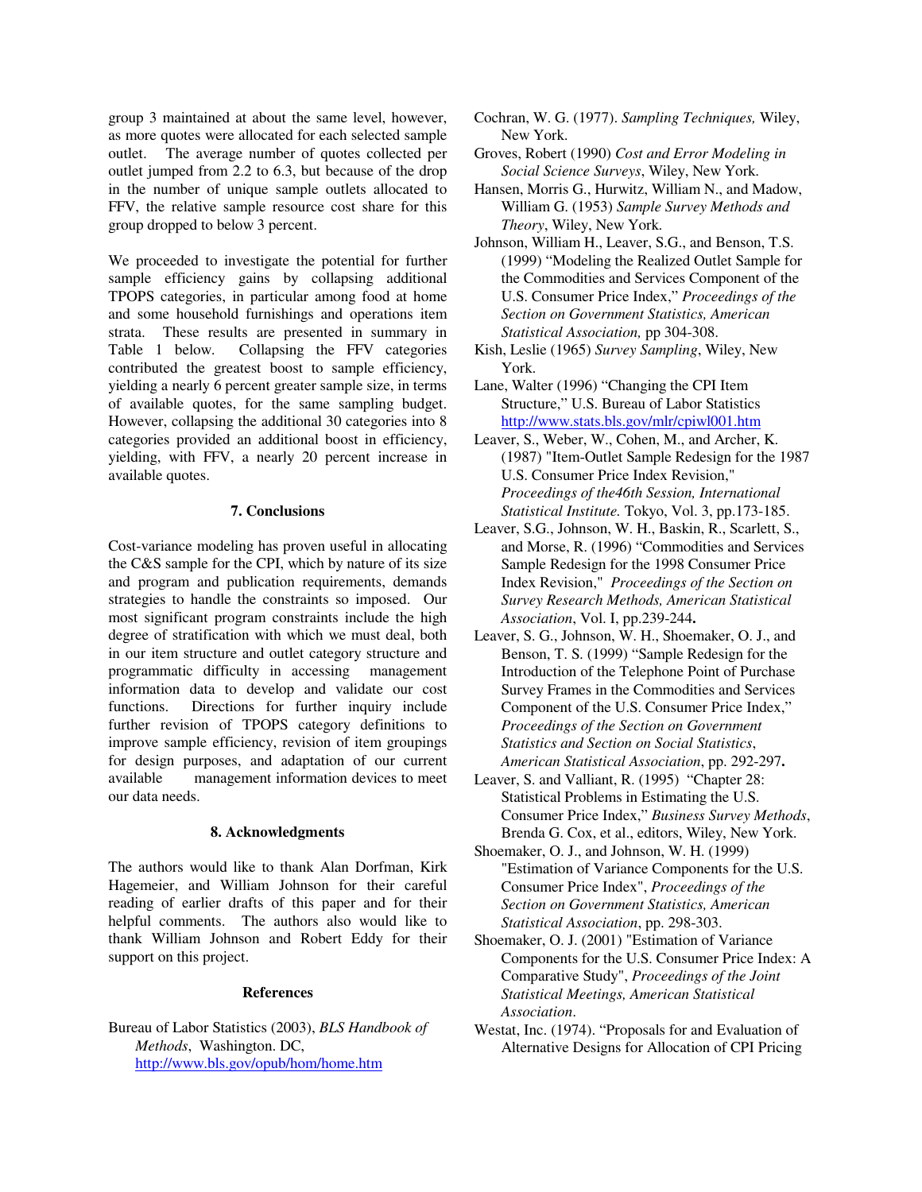group 3 maintained at about the same level, however, as more quotes were allocated for each selected sample outlet. The average number of quotes collected per outlet jumped from 2.2 to 6.3, but because of the drop in the number of unique sample outlets allocated to FFV, the relative sample resource cost share for this group dropped to below 3 percent.

We proceeded to investigate the potential for further sample efficiency gains by collapsing additional TPOPS categories, in particular among food at home and some household furnishings and operations item strata. These results are presented in summary in Table 1 below. Collapsing the FFV categories contributed the greatest boost to sample efficiency, yielding a nearly 6 percent greater sample size, in terms of available quotes, for the same sampling budget. However, collapsing the additional 30 categories into 8 categories provided an additional boost in efficiency, yielding, with FFV, a nearly 20 percent increase in available quotes.

## 7. Conclusions

Cost-variance modeling has proven useful in allocating the C&S sample for the CPI, which by nature of its size and program and publication requirements, demands strategies to handle the constraints so imposed. Our most significant program constraints include the high degree of stratification with which we must deal, both in our item structure and outlet category structure and programmatic difficulty in accessing management information data to develop and validate our cost functions. Directions for further inquiry include further revision of TPOPS category definitions to improve sample efficiency, revision of item groupings for design purposes, and adaptation of our current available management information devices to meet our data needs.

## 8. Acknowledgments

The authors would like to thank Alan Dorfman, Kirk Hagemeier, and William Johnson for their careful reading of earlier drafts of this paper and for their helpful comments. The authors also would like to thank William Johnson and Robert Eddy for their support on this project.

## References

Bureau of Labor Statistics (2003), *BLS Handbook of Methods*, Washington. DC, http://www.bls.gov/opub/hom/home.htm

Cochran, W. G. (1977). *Sampling Techniques,* Wiley, New York.

Groves, Robert (1990) *Cost and Error Modeling in Social Science Surveys*, Wiley, New York.

Hansen, Morris G., Hurwitz, William N., and Madow, William G. (1953) *Sample Survey Methods and Theory*, Wiley, New York.

Johnson, William H., Leaver, S.G., and Benson, T.S. (1999) "Modeling the Realized Outlet Sample for the Commodities and Services Component of the U.S. Consumer Price Index," *Proceedings of the Section on Government Statistics, American Statistical Association,* pp 304-308.

Kish, Leslie (1965) *Survey Sampling*, Wiley, New York.

Lane, Walter (1996) "Changing the CPI Item Structure," U.S. Bureau of Labor Statistics http://www.stats.bls.gov/mlr/cpiwl001.htm

Leaver, S., Weber, W., Cohen, M., and Archer, K. (1987) "Item-Outlet Sample Redesign for the 1987 U.S. Consumer Price Index Revision," *Proceedings of the46th Session, International Statistical Institute.* Tokyo, Vol. 3, pp.173-185.

Leaver, S.G., Johnson, W. H., Baskin, R., Scarlett, S., and Morse, R. (1996) "Commodities and Services Sample Redesign for the 1998 Consumer Price Index Revision," *Proceedings of the Section on Survey Research Methods, American Statistical Association*, Vol. I, pp.239-244**.**

Leaver, S. G., Johnson, W. H., Shoemaker, O. J., and Benson, T. S. (1999) "Sample Redesign for the Introduction of the Telephone Point of Purchase Survey Frames in the Commodities and Services Component of the U.S. Consumer Price Index," *Proceedings of the Section on Government Statistics and Section on Social Statistics*, *American Statistical Association*, pp. 292-297**.**

Leaver, S. and Valliant, R. (1995) "Chapter 28: Statistical Problems in Estimating the U.S. Consumer Price Index," *Business Survey Methods*, Brenda G. Cox, et al., editors, Wiley, New York.

Shoemaker, O. J., and Johnson, W. H. (1999) "Estimation of Variance Components for the U.S. Consumer Price Index", *Proceedings of the Section on Government Statistics, American Statistical Association*, pp. 298-303.

Shoemaker, O. J. (2001) "Estimation of Variance Components for the U.S. Consumer Price Index: A Comparative Study", *Proceedings of the Joint Statistical Meetings, American Statistical Association*.

Westat, Inc. (1974). "Proposals for and Evaluation of Alternative Designs for Allocation of CPI Pricing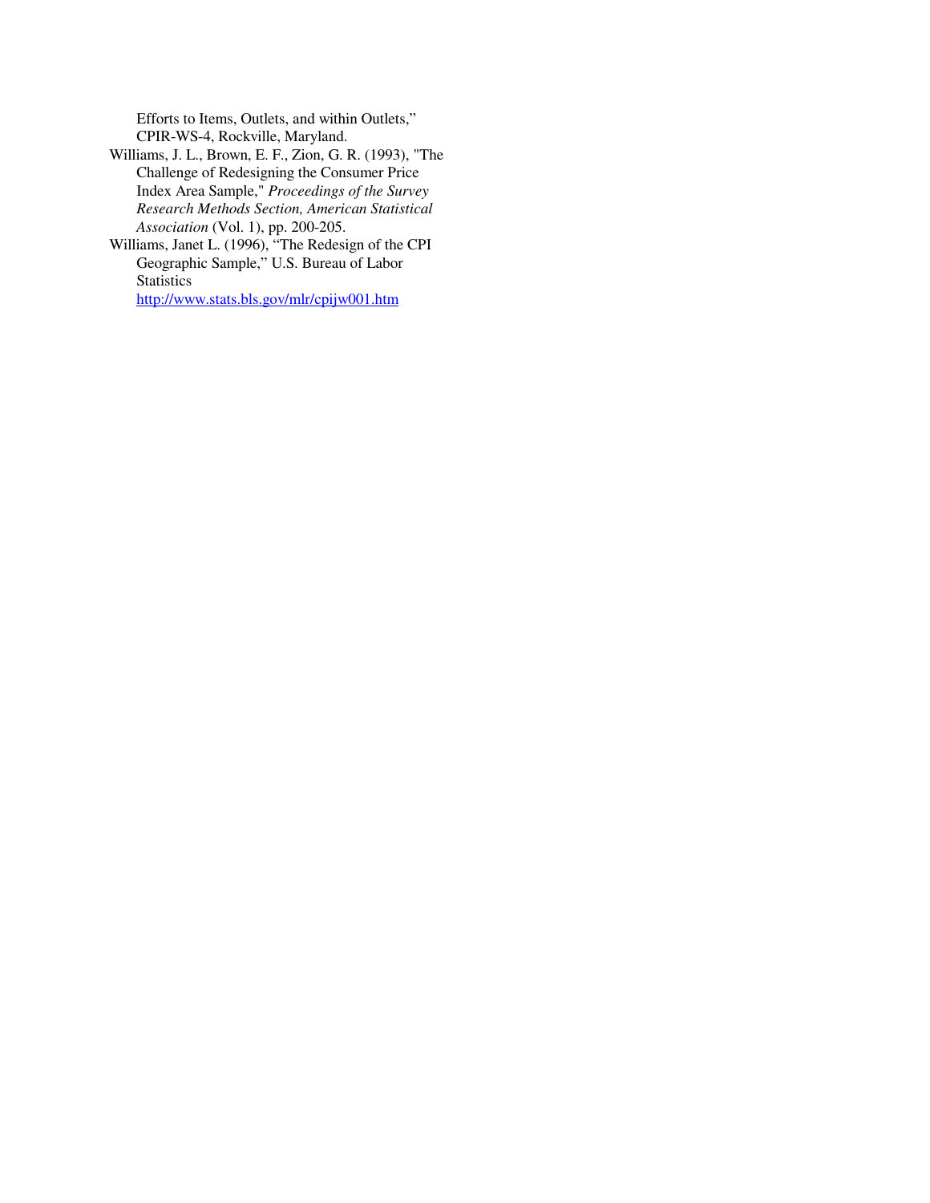Efforts to Items, Outlets, and within Outlets," CPIR-WS-4, Rockville, Maryland.

Williams, J. L., Brown, E. F., Zion, G. R. (1993), "The Challenge of Redesigning the Consumer Price Index Area Sample," *Proceedings of the Survey Research Methods Section, American Statistical Association* (Vol. 1), pp. 200-205.

Williams, Janet L. (1996), "The Redesign of the CPI Geographic Sample," U.S. Bureau of Labor Statistics http://www.stats.bls.gov/mlr/cpijw001.htm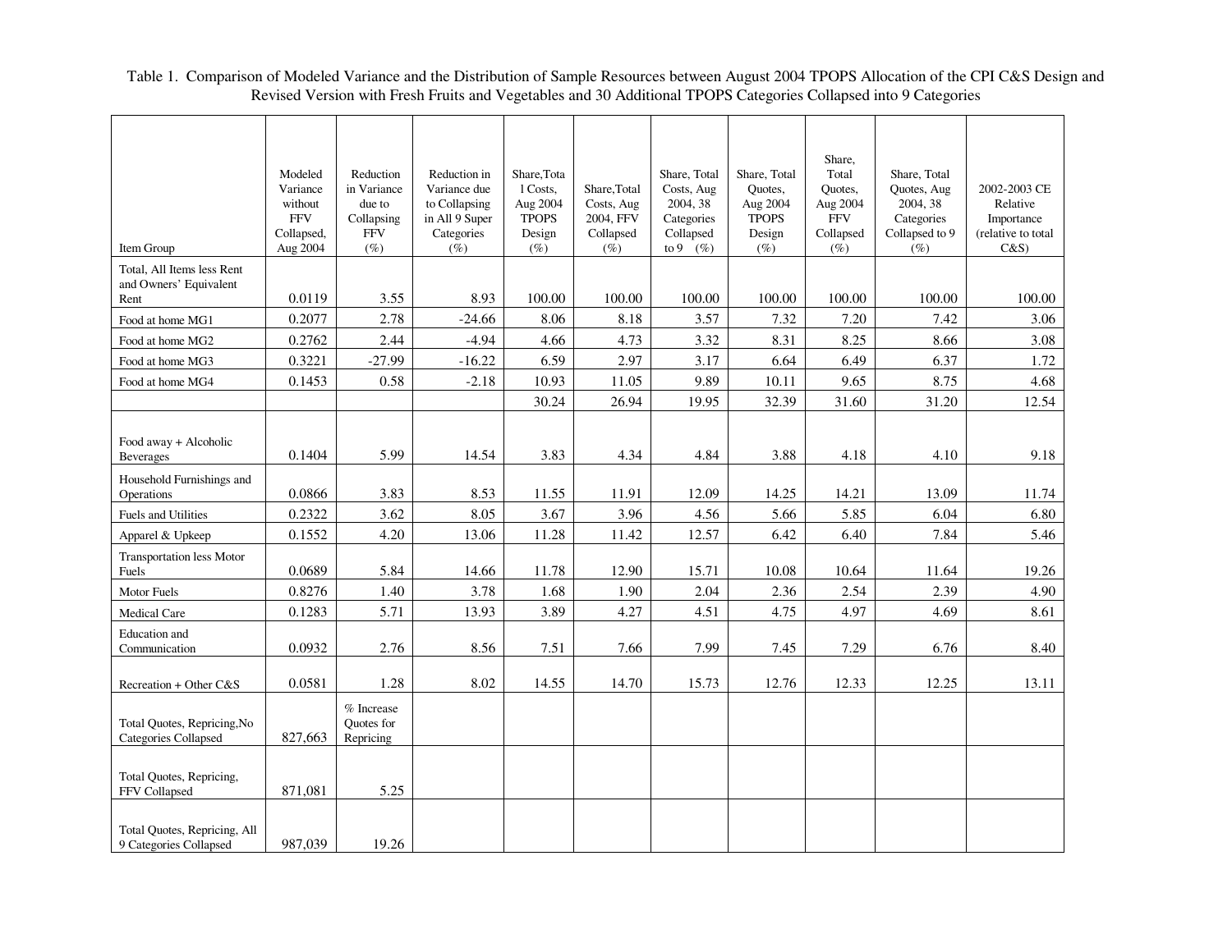Table 1. Comparison of Modeled Variance and the Distribution of Sample Resources between August 2004 TPOPS Allocation of the CPI C&S Design and Revised Version with Fresh Fruits and Vegetables and 30 Additional TPOPS Categories Collapsed into 9 Categories

| Item Group | Modeled Variance without FFV Collapsed, Aug 2004 | Reduction in Variance due to Collapsing FFV (%) | Reduction in Variance due to Collapsing in All 9 Super Categories (%) | Share,Total Costs, Aug 2004 TPOPS Design (%) | Share,Total Costs, Aug 2004, FFV Collapsed (%) | Share, Total Costs, Aug 2004, 38 Categories Collapsed to 9 (%) | Share, Total Quotes, Aug 2004 TPOPS Design (%) | Share, Total Quotes, Aug 2004 FFV Collapsed (%) | Share, Total Quotes, Aug 2004, 38 Categories Collapsed to 9 (%) | 2002-2003 CE Relative Importance (relative to total C&S) |
|---|---|---|---|---|---|---|---|---|---|---|
| Total, All Items less Rent and Owners' Equivalent Rent | 0.0119 | 3.55 | 8.93 | 100.00 | 100.00 | 100.00 | 100.00 | 100.00 | 100.00 | 100.00 |
| Food at home MG1 | 0.2077 | 2.78 | -24.66 | 8.06 | 8.18 | 3.57 | 7.32 | 7.20 | 7.42 | 3.06 |
| Food at home MG2 | 0.2762 | 2.44 | -4.94 | 4.66 | 4.73 | 3.32 | 8.31 | 8.25 | 8.66 | 3.08 |
| Food at home MG3 | 0.3221 | -27.99 | -16.22 | 6.59 | 2.97 | 3.17 | 6.64 | 6.49 | 6.37 | 1.72 |
| Food at home MG4 | 0.1453 | 0.58 | -2.18 | 10.93 | 11.05 | 9.89 | 10.11 | 9.65 | 8.75 | 4.68 |
| | | | | 30.24 | 26.94 | 19.95 | 32.39 | 31.60 | 31.20 | 12.54 |
| Food away + Alcoholic Beverages | 0.1404 | 5.99 | 14.54 | 3.83 | 4.34 | 4.84 | 3.88 | 4.18 | 4.10 | 9.18 |
| Household Furnishings and Operations | 0.0866 | 3.83 | 8.53 | 11.55 | 11.91 | 12.09 | 14.25 | 14.21 | 13.09 | 11.74 |
| Fuels and Utilities | 0.2322 | 3.62 | 8.05 | 3.67 | 3.96 | 4.56 | 5.66 | 5.85 | 6.04 | 6.80 |
| Apparel & Upkeep | 0.1552 | 4.20 | 13.06 | 11.28 | 11.42 | 12.57 | 6.42 | 6.40 | 7.84 | 5.46 |
| Transportation less Motor Fuels | 0.0689 | 5.84 | 14.66 | 11.78 | 12.90 | 15.71 | 10.08 | 10.64 | 11.64 | 19.26 |
| Motor Fuels | 0.8276 | 1.40 | 3.78 | 1.68 | 1.90 | 2.04 | 2.36 | 2.54 | 2.39 | 4.90 |
| Medical Care | 0.1283 | 5.71 | 13.93 | 3.89 | 4.27 | 4.51 | 4.75 | 4.97 | 4.69 | 8.61 |
| Education and Communication | 0.0932 | 2.76 | 8.56 | 7.51 | 7.66 | 7.99 | 7.45 | 7.29 | 6.76 | 8.40 |
| Recreation + Other C&S | 0.0581 | 1.28 | 8.02 | 14.55 | 14.70 | 15.73 | 12.76 | 12.33 | 12.25 | 13.11 |
| Total Quotes, Repricing,No Categories Collapsed | 827,663 | % Increase Quotes for Repricing | | | | | | | | |
| Total Quotes, Repricing, FFV Collapsed | 871,081 | 5.25 | | | | | | | | |
| Total Quotes, Repricing, All 9 Categories Collapsed | 987,039 | 19.26 | | | | | | | | |